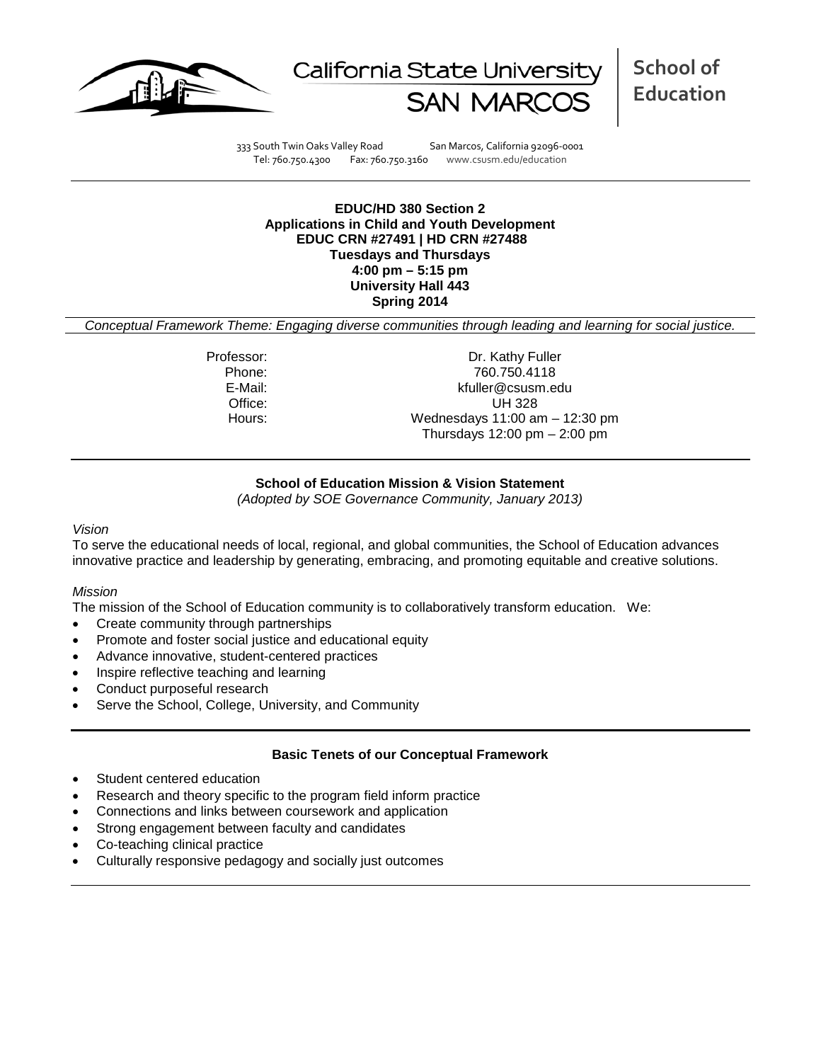California State University SAN MARCOS

**School of Education**

333 South Twin Oaks Valley Road San Marcos, California 92096-0001
Tel: 760.750.4300 Fax: 760.750.3160 www.csusm.edu/education

**EDUC/HD 380 Section 2**
**Applications in Child and Youth Development**
**EDUC CRN #27491 | HD CRN #27488**
**Tuesdays and Thursdays**
**4:00 pm – 5:15 pm**
**University Hall 443**
**Spring 2014**

*Conceptual Framework Theme: Engaging diverse communities through leading and learning for social justice.*

Professor: Dr. Kathy Fuller
Phone: 760.750.4118
E-Mail: kfuller@csusm.edu
Office: UH 328
Hours: Wednesdays 11:00 am – 12:30 pm
Thursdays 12:00 pm – 2:00 pm

## School of Education Mission & Vision Statement

*(Adopted by SOE Governance Community, January 2013)*

*Vision*

To serve the educational needs of local, regional, and global communities, the School of Education advances innovative practice and leadership by generating, embracing, and promoting equitable and creative solutions.

*Mission*

The mission of the School of Education community is to collaboratively transform education. We:

- Create community through partnerships
- Promote and foster social justice and educational equity
- Advance innovative, student-centered practices
- Inspire reflective teaching and learning
- Conduct purposeful research
- Serve the School, College, University, and Community

## Basic Tenets of our Conceptual Framework

- Student centered education
- Research and theory specific to the program field inform practice
- Connections and links between coursework and application
- Strong engagement between faculty and candidates
- Co-teaching clinical practice
- Culturally responsive pedagogy and socially just outcomes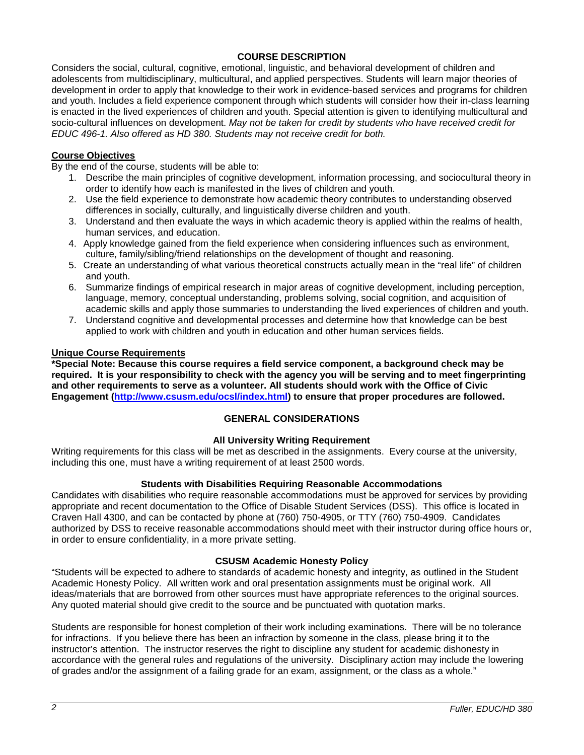## COURSE DESCRIPTION

Considers the social, cultural, cognitive, emotional, linguistic, and behavioral development of children and adolescents from multidisciplinary, multicultural, and applied perspectives. Students will learn major theories of development in order to apply that knowledge to their work in evidence-based services and programs for children and youth. Includes a field experience component through which students will consider how their in-class learning is enacted in the lived experiences of children and youth. Special attention is given to identifying multicultural and socio-cultural influences on development. *May not be taken for credit by students who have received credit for EDUC 496-1. Also offered as HD 380. Students may not receive credit for both.*

### Course Objectives

By the end of the course, students will be able to:

1. Describe the main principles of cognitive development, information processing, and sociocultural theory in order to identify how each is manifested in the lives of children and youth.
2. Use the field experience to demonstrate how academic theory contributes to understanding observed differences in socially, culturally, and linguistically diverse children and youth.
3. Understand and then evaluate the ways in which academic theory is applied within the realms of health, human services, and education.
4. Apply knowledge gained from the field experience when considering influences such as environment, culture, family/sibling/friend relationships on the development of thought and reasoning.
5. Create an understanding of what various theoretical constructs actually mean in the "real life" of children and youth.
6. Summarize findings of empirical research in major areas of cognitive development, including perception, language, memory, conceptual understanding, problems solving, social cognition, and acquisition of academic skills and apply those summaries to understanding the lived experiences of children and youth.
7. Understand cognitive and developmental processes and determine how that knowledge can be best applied to work with children and youth in education and other human services fields.

### Unique Course Requirements

**\*Special Note: Because this course requires a field service component, a background check may be required. It is your responsibility to check with the agency you will be serving and to meet fingerprinting and other requirements to serve as a volunteer. All students should work with the Office of Civic Engagement (http://www.csusm.edu/ocsl/index.html) to ensure that proper procedures are followed.**

## GENERAL CONSIDERATIONS

### All University Writing Requirement

Writing requirements for this class will be met as described in the assignments. Every course at the university, including this one, must have a writing requirement of at least 2500 words.

### Students with Disabilities Requiring Reasonable Accommodations

Candidates with disabilities who require reasonable accommodations must be approved for services by providing appropriate and recent documentation to the Office of Disable Student Services (DSS). This office is located in Craven Hall 4300, and can be contacted by phone at (760) 750-4905, or TTY (760) 750-4909. Candidates authorized by DSS to receive reasonable accommodations should meet with their instructor during office hours or, in order to ensure confidentiality, in a more private setting.

### CSUSM Academic Honesty Policy

"Students will be expected to adhere to standards of academic honesty and integrity, as outlined in the Student Academic Honesty Policy. All written work and oral presentation assignments must be original work. All ideas/materials that are borrowed from other sources must have appropriate references to the original sources. Any quoted material should give credit to the source and be punctuated with quotation marks.

Students are responsible for honest completion of their work including examinations. There will be no tolerance for infractions. If you believe there has been an infraction by someone in the class, please bring it to the instructor's attention. The instructor reserves the right to discipline any student for academic dishonesty in accordance with the general rules and regulations of the university. Disciplinary action may include the lowering of grades and/or the assignment of a failing grade for an exam, assignment, or the class as a whole."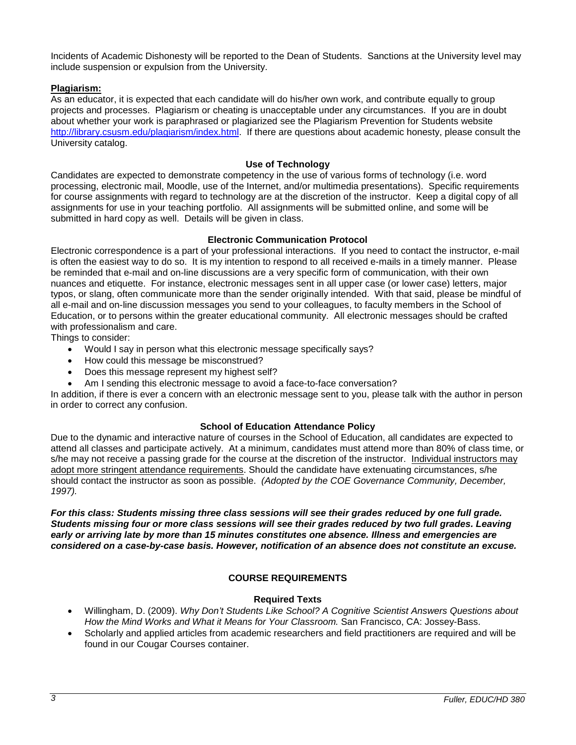Incidents of Academic Dishonesty will be reported to the Dean of Students. Sanctions at the University level may include suspension or expulsion from the University.

**Plagiarism:**

As an educator, it is expected that each candidate will do his/her own work, and contribute equally to group projects and processes. Plagiarism or cheating is unacceptable under any circumstances. If you are in doubt about whether your work is paraphrased or plagiarized see the Plagiarism Prevention for Students website http://library.csusm.edu/plagiarism/index.html. If there are questions about academic honesty, please consult the University catalog.

### Use of Technology

Candidates are expected to demonstrate competency in the use of various forms of technology (i.e. word processing, electronic mail, Moodle, use of the Internet, and/or multimedia presentations). Specific requirements for course assignments with regard to technology are at the discretion of the instructor. Keep a digital copy of all assignments for use in your teaching portfolio. All assignments will be submitted online, and some will be submitted in hard copy as well. Details will be given in class.

### Electronic Communication Protocol

Electronic correspondence is a part of your professional interactions. If you need to contact the instructor, e-mail is often the easiest way to do so. It is my intention to respond to all received e-mails in a timely manner. Please be reminded that e-mail and on-line discussions are a very specific form of communication, with their own nuances and etiquette. For instance, electronic messages sent in all upper case (or lower case) letters, major typos, or slang, often communicate more than the sender originally intended. With that said, please be mindful of all e-mail and on-line discussion messages you send to your colleagues, to faculty members in the School of Education, or to persons within the greater educational community. All electronic messages should be crafted with professionalism and care.

Things to consider:

- Would I say in person what this electronic message specifically says?
- How could this message be misconstrued?
- Does this message represent my highest self?
- Am I sending this electronic message to avoid a face-to-face conversation?

In addition, if there is ever a concern with an electronic message sent to you, please talk with the author in person in order to correct any confusion.

### School of Education Attendance Policy

Due to the dynamic and interactive nature of courses in the School of Education, all candidates are expected to attend all classes and participate actively. At a minimum, candidates must attend more than 80% of class time, or s/he may not receive a passing grade for the course at the discretion of the instructor. Individual instructors may adopt more stringent attendance requirements. Should the candidate have extenuating circumstances, s/he should contact the instructor as soon as possible. *(Adopted by the COE Governance Community, December, 1997).*

***For this class: Students missing three class sessions will see their grades reduced by one full grade. Students missing four or more class sessions will see their grades reduced by two full grades. Leaving early or arriving late by more than 15 minutes constitutes one absence. Illness and emergencies are considered on a case-by-case basis. However, notification of an absence does not constitute an excuse.***

## COURSE REQUIREMENTS

### Required Texts

- Willingham, D. (2009). *Why Don't Students Like School? A Cognitive Scientist Answers Questions about How the Mind Works and What it Means for Your Classroom.* San Francisco, CA: Jossey-Bass.
- Scholarly and applied articles from academic researchers and field practitioners are required and will be found in our Cougar Courses container.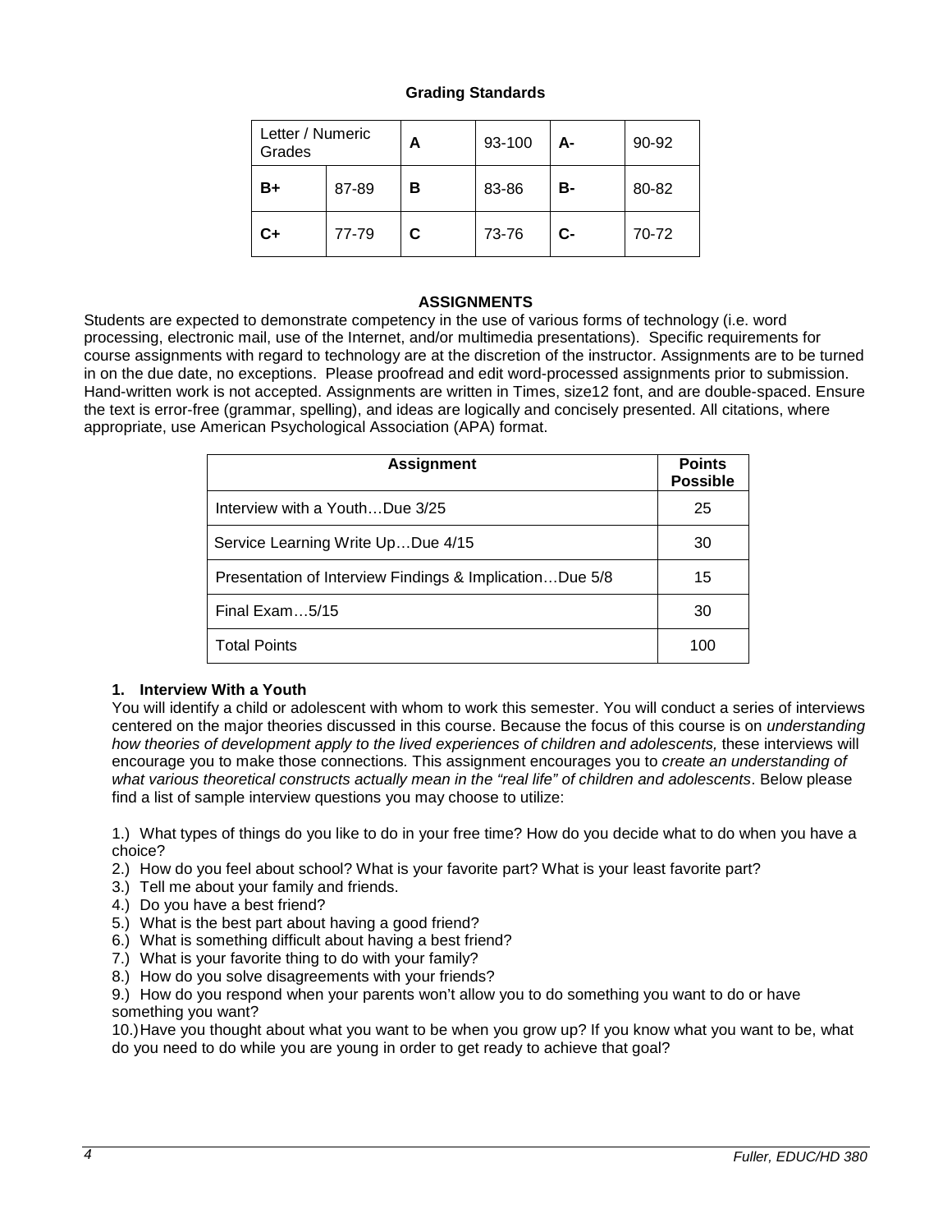### Grading Standards

| Letter / Numeric Grades | | **A** | 93-100 | **A-** | 90-92 |
|---|---|---|---|---|---|
| **B+** | 87-89 | **B** | 83-86 | **B-** | 80-82 |
| **C+** | 77-79 | **C** | 73-76 | **C-** | 70-72 |

### ASSIGNMENTS

Students are expected to demonstrate competency in the use of various forms of technology (i.e. word processing, electronic mail, use of the Internet, and/or multimedia presentations). Specific requirements for course assignments with regard to technology are at the discretion of the instructor. Assignments are to be turned in on the due date, no exceptions. Please proofread and edit word-processed assignments prior to submission. Hand-written work is not accepted. Assignments are written in Times, size12 font, and are double-spaced. Ensure the text is error-free (grammar, spelling), and ideas are logically and concisely presented. All citations, where appropriate, use American Psychological Association (APA) format.

| Assignment | Points Possible |
|---|---|
| Interview with a Youth…Due 3/25 | 25 |
| Service Learning Write Up…Due 4/15 | 30 |
| Presentation of Interview Findings & Implication…Due 5/8 | 15 |
| Final Exam…5/15 | 30 |
| Total Points | 100 |

**1. Interview With a Youth**

You will identify a child or adolescent with whom to work this semester. You will conduct a series of interviews centered on the major theories discussed in this course. Because the focus of this course is on *understanding how theories of development apply to the lived experiences of children and adolescents,* these interviews will encourage you to make those connections. This assignment encourages you to *create an understanding of what various theoretical constructs actually mean in the "real life" of children and adolescents*. Below please find a list of sample interview questions you may choose to utilize:

1.) What types of things do you like to do in your free time? How do you decide what to do when you have a choice?
2.) How do you feel about school? What is your favorite part? What is your least favorite part?
3.) Tell me about your family and friends.
4.) Do you have a best friend?
5.) What is the best part about having a good friend?
6.) What is something difficult about having a best friend?
7.) What is your favorite thing to do with your family?
8.) How do you solve disagreements with your friends?
9.) How do you respond when your parents won't allow you to do something you want to do or have something you want?
10.) Have you thought about what you want to be when you grow up? If you know what you want to be, what do you need to do while you are young in order to get ready to achieve that goal?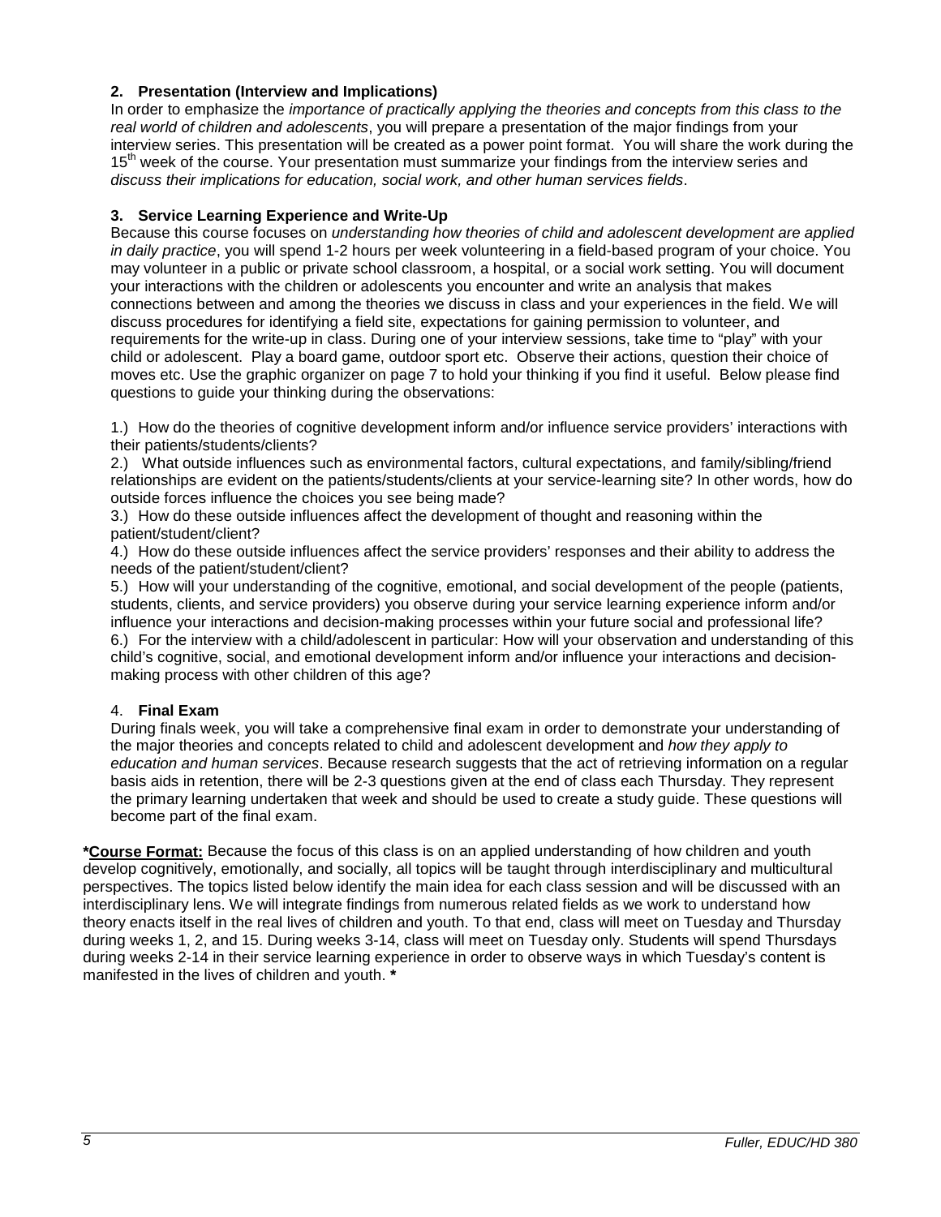**2. Presentation (Interview and Implications)**

In order to emphasize the *importance of practically applying the theories and concepts from this class to the real world of children and adolescents*, you will prepare a presentation of the major findings from your interview series. This presentation will be created as a power point format. You will share the work during the 15th week of the course. Your presentation must summarize your findings from the interview series and *discuss their implications for education, social work, and other human services fields*.

**3. Service Learning Experience and Write-Up**

Because this course focuses on *understanding how theories of child and adolescent development are applied in daily practice*, you will spend 1-2 hours per week volunteering in a field-based program of your choice. You may volunteer in a public or private school classroom, a hospital, or a social work setting. You will document your interactions with the children or adolescents you encounter and write an analysis that makes connections between and among the theories we discuss in class and your experiences in the field. We will discuss procedures for identifying a field site, expectations for gaining permission to volunteer, and requirements for the write-up in class. During one of your interview sessions, take time to "play" with your child or adolescent. Play a board game, outdoor sport etc. Observe their actions, question their choice of moves etc. Use the graphic organizer on page 7 to hold your thinking if you find it useful. Below please find questions to guide your thinking during the observations:

1.) How do the theories of cognitive development inform and/or influence service providers' interactions with their patients/students/clients?

2.) What outside influences such as environmental factors, cultural expectations, and family/sibling/friend relationships are evident on the patients/students/clients at your service-learning site? In other words, how do outside forces influence the choices you see being made?

3.) How do these outside influences affect the development of thought and reasoning within the patient/student/client?

4.) How do these outside influences affect the service providers' responses and their ability to address the needs of the patient/student/client?

5.) How will your understanding of the cognitive, emotional, and social development of the people (patients, students, clients, and service providers) you observe during your service learning experience inform and/or influence your interactions and decision-making processes within your future social and professional life?

6.) For the interview with a child/adolescent in particular: How will your observation and understanding of this child's cognitive, social, and emotional development inform and/or influence your interactions and decision-making process with other children of this age?

4. **Final Exam**

During finals week, you will take a comprehensive final exam in order to demonstrate your understanding of the major theories and concepts related to child and adolescent development and *how they apply to education and human services*. Because research suggests that the act of retrieving information on a regular basis aids in retention, there will be 2-3 questions given at the end of class each Thursday. They represent the primary learning undertaken that week and should be used to create a study guide. These questions will become part of the final exam.

**\*Course Format:** Because the focus of this class is on an applied understanding of how children and youth develop cognitively, emotionally, and socially, all topics will be taught through interdisciplinary and multicultural perspectives. The topics listed below identify the main idea for each class session and will be discussed with an interdisciplinary lens. We will integrate findings from numerous related fields as we work to understand how theory enacts itself in the real lives of children and youth. To that end, class will meet on Tuesday and Thursday during weeks 1, 2, and 15. During weeks 3-14, class will meet on Tuesday only. Students will spend Thursdays during weeks 2-14 in their service learning experience in order to observe ways in which Tuesday's content is manifested in the lives of children and youth. **\***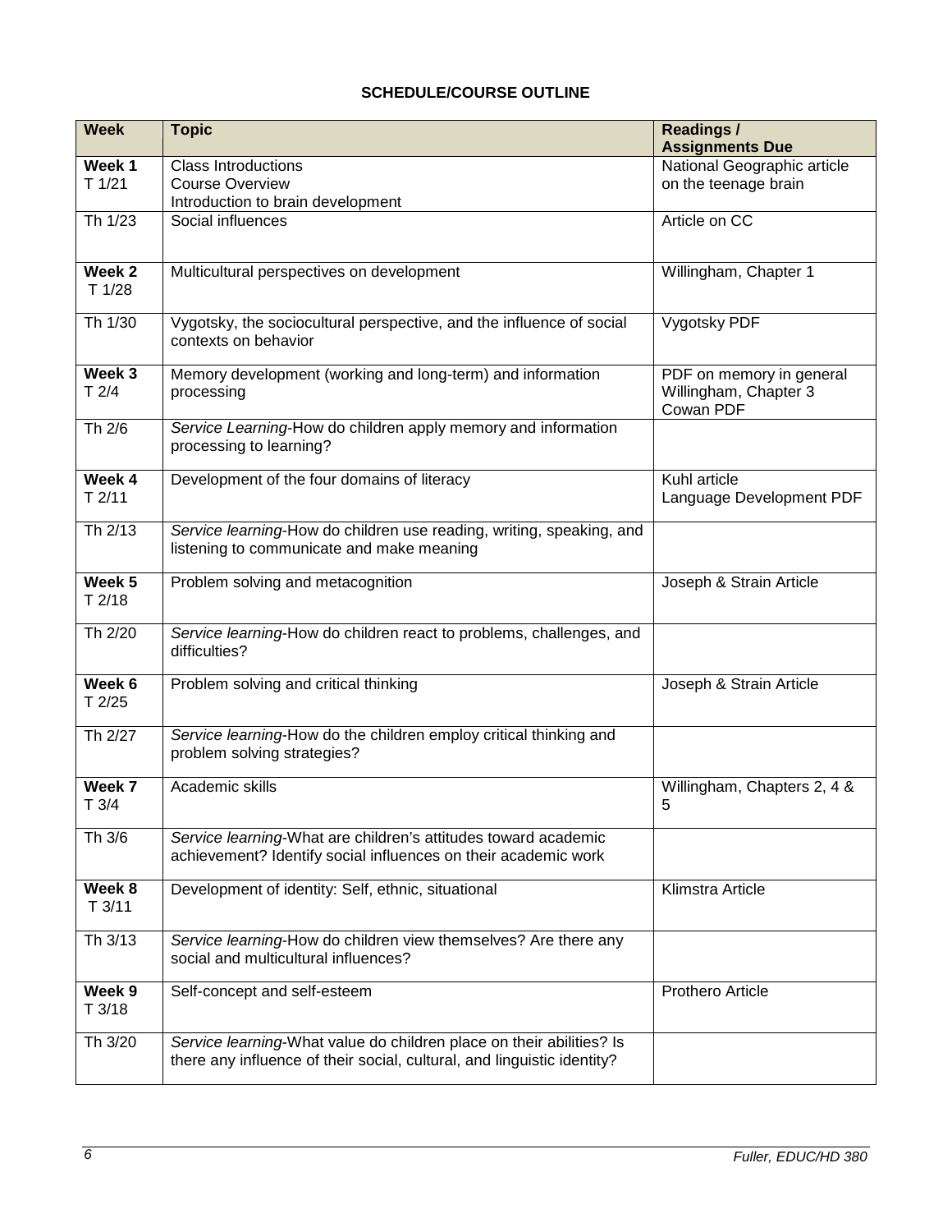## SCHEDULE/COURSE OUTLINE

| Week | Topic | Readings / Assignments Due |
|---|---|---|
| **Week 1** T 1/21 | Class Introductions<br>Course Overview<br>Introduction to brain development | National Geographic article on the teenage brain |
| Th 1/23 | Social influences | Article on CC |
| **Week 2** T 1/28 | Multicultural perspectives on development | Willingham, Chapter 1 |
| Th 1/30 | Vygotsky, the sociocultural perspective, and the influence of social contexts on behavior | Vygotsky PDF |
| **Week 3** T 2/4 | Memory development (working and long-term) and information processing | PDF on memory in general<br>Willingham, Chapter 3<br>Cowan PDF |
| Th 2/6 | *Service Learning*-How do children apply memory and information processing to learning? | |
| **Week 4** T 2/11 | Development of the four domains of literacy | Kuhl article<br>Language Development PDF |
| Th 2/13 | *Service learning*-How do children use reading, writing, speaking, and listening to communicate and make meaning | |
| **Week 5** T 2/18 | Problem solving and metacognition | Joseph & Strain Article |
| Th 2/20 | *Service learning*-How do children react to problems, challenges, and difficulties? | |
| **Week 6** T 2/25 | Problem solving and critical thinking | Joseph & Strain Article |
| Th 2/27 | *Service learning*-How do the children employ critical thinking and problem solving strategies? | |
| **Week 7** T 3/4 | Academic skills | Willingham, Chapters 2, 4 & 5 |
| Th 3/6 | *Service learning*-What are children's attitudes toward academic achievement? Identify social influences on their academic work | |
| **Week 8** T 3/11 | Development of identity: Self, ethnic, situational | Klimstra Article |
| Th 3/13 | *Service learning*-How do children view themselves? Are there any social and multicultural influences? | |
| **Week 9** T 3/18 | Self-concept and self-esteem | Prothero Article |
| Th 3/20 | *Service learning*-What value do children place on their abilities? Is there any influence of their social, cultural, and linguistic identity? | |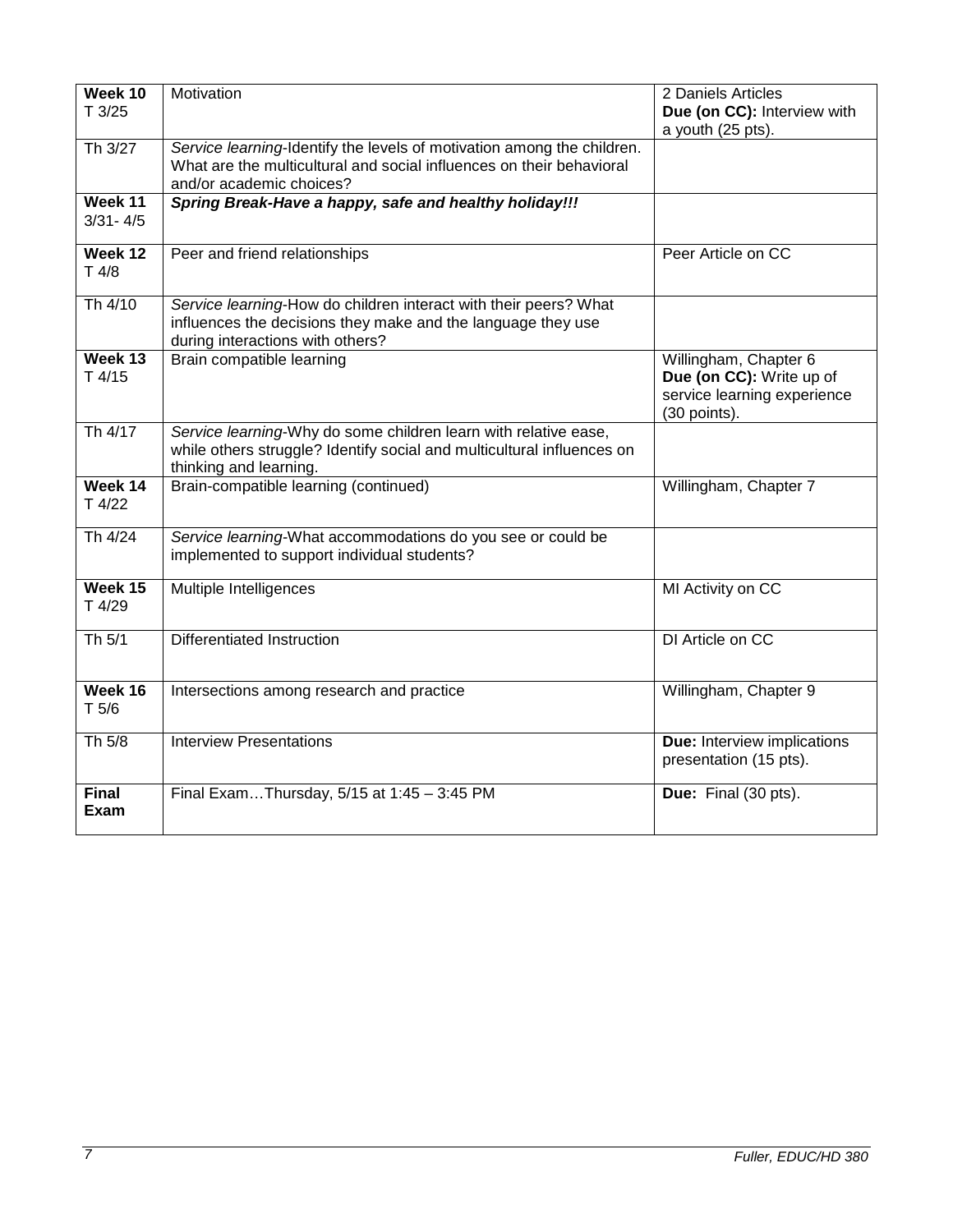| | | |
|---|---|---|
| **Week 10** T 3/25 | Motivation | 2 Daniels Articles **Due (on CC):** Interview with a youth (25 pts). |
| Th 3/27 | *Service learning*-Identify the levels of motivation among the children. What are the multicultural and social influences on their behavioral and/or academic choices? | |
| **Week 11** 3/31- 4/5 | ***Spring Break-Have a happy, safe and healthy holiday!!!*** | |
| **Week 12** T 4/8 | Peer and friend relationships | Peer Article on CC |
| Th 4/10 | *Service learning*-How do children interact with their peers? What influences the decisions they make and the language they use during interactions with others? | |
| **Week 13** T 4/15 | Brain compatible learning | Willingham, Chapter 6 **Due (on CC):** Write up of service learning experience (30 points). |
| Th 4/17 | *Service learning*-Why do some children learn with relative ease, while others struggle? Identify social and multicultural influences on thinking and learning. | |
| **Week 14** T 4/22 | Brain-compatible learning (continued) | Willingham, Chapter 7 |
| Th 4/24 | *Service learning*-What accommodations do you see or could be implemented to support individual students? | |
| **Week 15** T 4/29 | Multiple Intelligences | MI Activity on CC |
| Th 5/1 | Differentiated Instruction | DI Article on CC |
| **Week 16** T 5/6 | Intersections among research and practice | Willingham, Chapter 9 |
| Th 5/8 | Interview Presentations | **Due:** Interview implications presentation (15 pts). |
| **Final Exam** | Final Exam…Thursday, 5/15 at 1:45 – 3:45 PM | **Due:** Final (30 pts). |